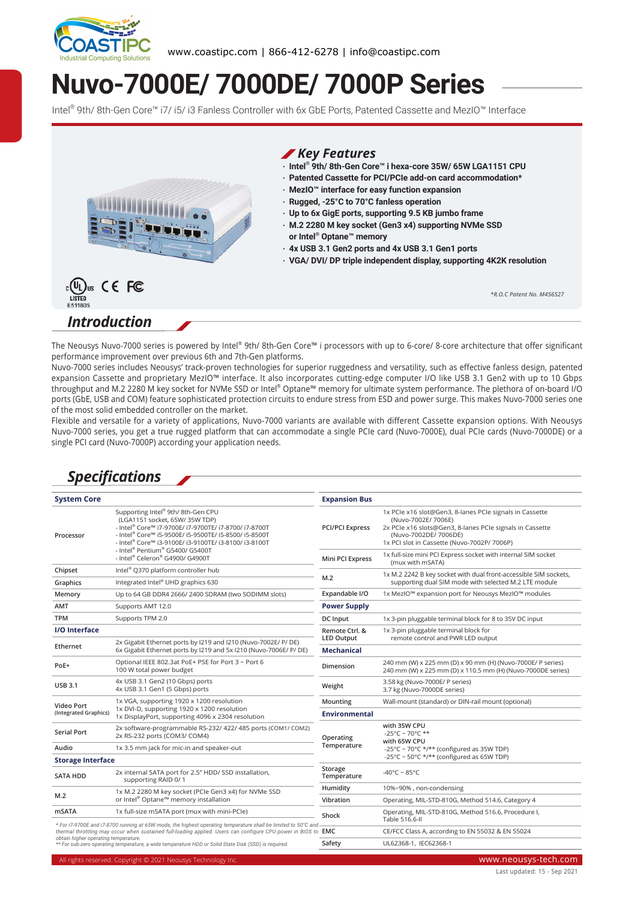www.coastipc.com | 866-412-6278 | info@coastipc.com

# Nuvo-7000E/ 7000DE/ 7000P Series

Intel® 9th/ 8th-Gen Core™ i7/ i5/ i3 Fanless Controller with 6x GbE Ports, Patented Cassette and MezIO™ Interface

## Key Features

- **Intel® 9th/ 8th-Gen Core™ i hexa-core 35W/ 65W LGA1151 CPU**
- **Patented Cassette for PCI/PCIe add-on card accommodation***
- **MezIO™ interface for easy function expansion**
- **Rugged, -25°C to 70°C fanless operation**
- **Up to 6x GigE ports, supporting 9.5 KB jumbo frame**
- **M.2 2280 M key socket (Gen3 x4) supporting NVMe SSD or Intel® Optane™ memory**
- **4x USB 3.1 Gen2 ports and 4x USB 3.1 Gen1 ports**
- **VGA/ DVI/ DP triple independent display, supporting 4K2K resolution**

*\*R.O.C Patent No. M456527*

LISTED E511805

## Introduction

The Neousys Nuvo-7000 series is powered by Intel® 9th/ 8th-Gen Core™ i processors with up to 6-core/ 8-core architecture that offer significant performance improvement over previous 6th and 7th-Gen platforms.

Nuvo-7000 series includes Neousys' track-proven technologies for superior ruggedness and versatility, such as effective fanless design, patented expansion Cassette and proprietary MezIO™ interface. It also incorporates cutting-edge computer I/O like USB 3.1 Gen2 with up to 10 Gbps throughput and M.2 2280 M key socket for NVMe SSD or Intel® Optane™ memory for ultimate system performance. This of on-board I/O ports (GbE, USB and COM) feature sophisticated protection circuits to endure stress from ESD and power surge. This makes Nuvo-7000 series one of the most solid embedded controller on the market.

Flexible and versatile for a variety of applications, Nuvo-7000 variants are available with different Cassette expansion options. With Neousys Nuvo-7000 series, you get a true rugged platform that can accommodate a single PCIe card (Nuvo-7000E), dual PCIe cards (Nuvo-7000DE) or a single PCI card (Nuvo-7000P) according your application needs.

## Specifications

| **System Core** | |
|---|---|
| Processor | Supporting Intel® 9th/ 8th-Gen CPU (LGA1151 socket, 65W/ 35W TDP)<br>- Intel® Core™ i7-9700E/ i7-9700TE/ i7-8700/ i7-8700T<br>- Intel® Core™ i5-9500E/ i5-9500TE/ i5-8500/ i5-8500T<br>- Intel® Core™ i3-9100E/ i3-9100TE/ i3-8100/ i3-8100T<br>- Intel® Pentium® G5400/ G5400T<br>- Intel® Celeron® G4900/ G4900T |
| Chipset | Intel® Q370 platform controller hub |
| Graphics | Integrated Intel® UHD graphics 630 |
| Memory | Up to 64 GB DDR4 2666/ 2400 SDRAM (two SODIMM slots) |
| AMT | Supports AMT 12.0 |
| TPM | Supports TPM 2.0 |
| **I/O Interface** | |
| Ethernet | 2x Gigabit Ethernet ports by I219 and I210 (Nuvo-7002E/ P/ DE)<br>6x Gigabit Ethernet ports by I219 and 5x I210 (Nuvo-7006E/ P/ DE) |
| PoE+ | Optional IEEE 802.3at PoE+ PSE for Port 3 ~ Port 6<br>100 W total power budget |
| USB 3.1 | 4x USB 3.1 Gen2 (10 Gbps) ports<br>4x USB 3.1 Gen1 (5 Gbps) ports |
| Video Port (Integrated Graphics) | 1x VGA, supporting 1920 x 1200 resolution<br>1x DVI-D, supporting 1920 x 1200 resolution<br>1x DisplayPort, supporting 4096 x 2304 resolution |
| Serial Port | 2x software-programmable RS-232/ 422/ 485 ports (COM1/ COM2)<br>2x RS-232 ports (COM3/ COM4) |
| Audio | 1x 3.5 mm jack for mic-in and speaker-out |
| **Storage Interface** | |
| SATA HDD | 2x internal SATA port for 2.5" HDD/ SSD installation, supporting RAID 0/ 1 |
| M.2 | 1x M.2 2280 M key socket (PCIe Gen3 x4) for NVMe SSD or Intel® Optane™ memory installation |
| mSATA | 1x full-size mSATA port (mux with mini-PCIe) |

*\* For i7-9700E and i7-8700 running at 65W mode, the highest operating temperature shall be limited to 50°C and thermal throttling may occur when sustained full-loading applied. Users can configure CPU power in BIOS to obtain higher operating temperature.*
*\*\* For sub-zero operating temperature, a wide temperature HDD or Solid State Disk (SSD) is required.*

| **Expansion Bus** | |
|---|---|
| PCI/PCI Express | 1x PCIe x16 slot@Gen3, 8-lanes PCIe signals in Cassette (Nuvo-7002E/ 7006E)<br>2x PCIe x16 slots@Gen3, 8-lanes PCIe signals in Cassette (Nuvo-7002DE/ 7006DE)<br>1x PCI slot in Cassette (Nuvo-7002P/ 7006P) |
| Mini PCI Express | 1x full-size mini PCI Express socket with internal SIM socket (mux with mSATA) |
| M.2 | 1x M.2 2242 B key socket with dual front-accessible SIM sockets, supporting dual SIM mode with selected M.2 LTE module |
| Expandable I/O | 1x MezIO™ expansion port for Neousys MezIO™ modules |
| **Power Supply** | |
| DC Input | 1x 3-pin pluggable terminal block for 8 to 35V DC input |
| Remote Ctrl. & LED Output | 1x 3-pin pluggable terminal block for remote control and PWR LED output |
| **Mechanical** | |
| Dimension | 240 mm (W) x 225 mm (D) x 90 mm (H) (Nuvo-7000E/ P series)<br>240 mm (W) x 225 mm (D) x 110.5 mm (H) (Nuvo-7000DE series) |
| Weight | 3.58 kg (Nuvo-7000E/ P series)<br>3.7 kg (Nuvo-7000DE series) |
| Mounting | Wall-mount (standard) or DIN-rail mount (optional) |
| **Environmental** | |
| Operating Temperature | with 35W CPU<br>-25°C ~ 70°C **<br>with 65W CPU<br>-25°C ~ 70°C */** (configured as 35W TDP)<br>-25°C ~ 50°C */** (configured as 65W TDP) |
| Storage Temperature | -40°C ~ 85°C |
| Humidity | 10%~90% , non-condensing |
| Vibration | Operating, MIL-STD-810G, Method 514.6, Category 4 |
| Shock | Operating, MIL-STD-810G, Method 516.6, Procedure I, Table 516.6-II |
| EMC | CE/FCC Class A, according to EN 55032 & EN 55024 |
| Safety | UL62368-1, IEC62368-1 |

All rights reserved. Copyright © 2021 Neousys Technology Inc. www.neousys-tech.com

Last updated: 15 - Sep 2021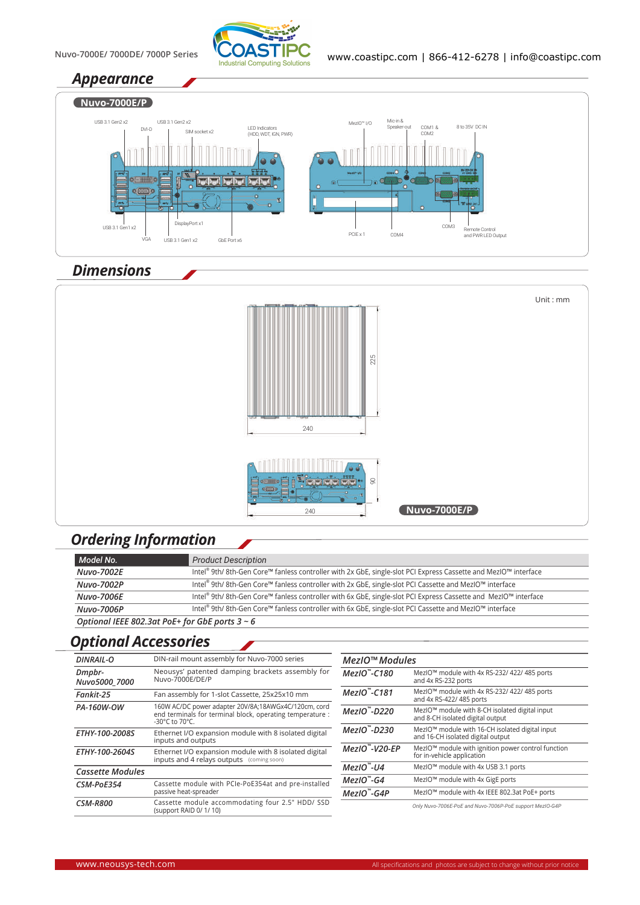## Appearance

**Nuvo-7000E/P**

USB 3.1 Gen2 x2 · DVI-D · USB 3.1 Gen2 x2 · SIM socket x2 · LED Indicators (HDD, WDT, IGN, PWR) · MezIO™ I/O · Mic-in & Speaker-out · COM1 & COM2 · 8 to 35V DC IN

USB 3.1 Gen1 x2 · VGA · DisplayPort x1 · USB 3.1 Gen1 x2 · GbE Port x6 · PCIE x 1 · COM4 · COM3 · Remote Control and PWR LED Output

## Dimensions

Unit : mm

240 · 225 · 240 · 90

**Nuvo-7000E/P**

## Ordering Information

| Model No. | Product Description |
|---|---|
| *Nuvo-7002E* | Intel® 9th/ 8th-Gen Core™ fanless controller with 2x GbE, single-slot PCI Express Cassette and MezIO™ interface |
| *Nuvo-7002P* | Intel® 9th/ 8th-Gen Core™ fanless controller with 2x GbE, single-slot PCI Cassette and MezIO™ interface |
| *Nuvo-7006E* | Intel® 9th/ 8th-Gen Core™ fanless controller with 6x GbE, single-slot PCI Express Cassette and MezIO™ interface |
| *Nuvo-7006P* | Intel® 9th/ 8th-Gen Core™ fanless controller with 6x GbE, single-slot PCI Cassette and MezIO™ interface |

*Optional IEEE 802.3at PoE+ for GbE ports 3 ~ 6*

## Optional Accessories

| | |
|---|---|
| *DINRAIL-O* | DIN-rail mount assembly for Nuvo-7000 series |
| *Dmpbr-Nuvo5000_7000* | Neousys' patented damping brackets assembly for Nuvo-7000E/DE/P |
| *Fankit-25* | Fan assembly for 1-slot Cassette, 25x25x10 mm |
| *PA-160W-OW* | 160W AC/DC power adapter 20V/8A;18AWGx4C/120cm, cord end terminals for terminal block, operating temperature : -30°C to 70°C. |
| *ETHY-100-2008S* | Ethernet I/O expansion module with 8 isolated digital inputs and outputs |
| *ETHY-100-2604S* | Ethernet I/O expansion module with 8 isolated digital inputs and 4 relays outputs (coming soon) |

| *Cassette Modules* | |
|---|---|
| *CSM-PoE354* | Cassette module with PCIe-PoE354at and pre-installed passive heat-spreader |
| *CSM-R800* | Cassette module accommodating four 2.5" HDD/ SSD (support RAID 0/ 1/ 10) |

| *MezIO™ Modules* | |
|---|---|
| *MezIO™-C180* | MezIO™ module with 4x RS-232/ 422/ 485 ports and 4x RS-232 ports |
| *MezIO™-C181* | MezIO™ module with 4x RS-232/ 422/ 485 ports and 4x RS-422/ 485 ports |
| *MezIO™-D220* | MezIO™ module with 8-CH isolated digital input and 8-CH isolated digital output |
| *MezIO™-D230* | MezIO™ module with 16-CH isolated digital input and 16-CH isolated digital output |
| *MezIO™-V20-EP* | MezIO™ module with ignition power control function for in-vehicle application |
| *MezIO™-U4* | MezIO™ module with 4x USB 3.1 ports |
| *MezIO™-G4* | MezIO™ module with 4x GigE ports |
| *MezIO™-G4P* | MezIO™ module with 4x IEEE 802.3at PoE+ ports |

*Only Nuvo-7006E-PoE and Nuvo-7006P-PoE support MezIO-G4P*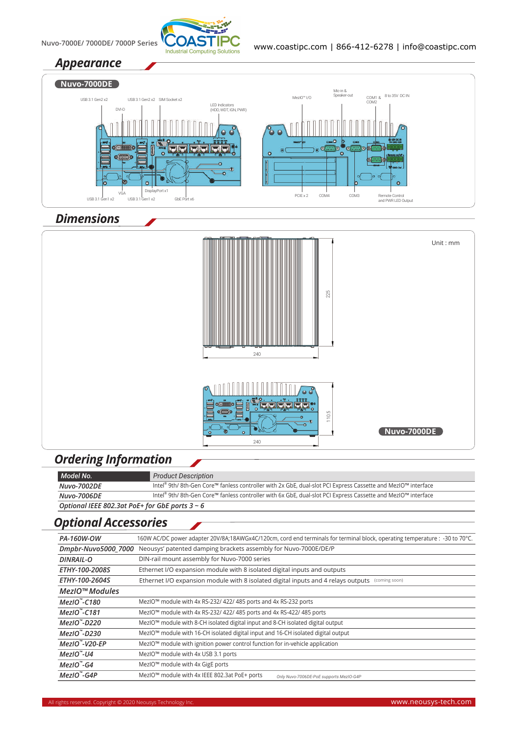## Appearance

Nuvo-7000DE

USB 3.1 Gen2 x2
USB 3.1 Gen2 x2
SIM Socket x2
DVI-D
LED Indicators (HDD, WDT, IGN, PWR)
VGA
DisplayPort x1
USB 3.1 Gen1 x2
USB 3.1 Gen1 x2
GbE Port x6

Mic-in & Speaker-out
MezIO™ I/O
COM1 & COM2
8 to 35V DC IN
PCIE x 2
COM4
COM3
Remote Control and PWR LED Output

## Dimensions

Unit : mm

225
240
110.5
240

Nuvo-7000DE

## Ordering Information

| Model No. | Product Description |
|---|---|
| *Nuvo-7002DE* | Intel® 9th/ 8th-Gen Core™ fanless controller with 2x GbE, dual-slot PCI Express Cassette and MezIO™ interface |
| *Nuvo-7006DE* | Intel® 9th/ 8th-Gen Core™ fanless controller with 6x GbE, dual-slot PCI Express Cassette and MezIO™ interface |
| *Optional IEEE 802.3at PoE+ for GbE ports 3 ~ 6* | |

## Optional Accessories

| | |
|---|---|
| *PA-160W-OW* | 160W AC/DC power adapter 20V/8A;18AWGx4C/120cm, cord end terminals for terminal block, operating temperature : -30 to 70°C. |
| *Dmpbr-Nuvo5000_7000* | Neousys' patented damping brackets assembly for Nuvo-7000E/DE/P |
| *DINRAIL-O* | DIN-rail mount assembly for Nuvo-7000 series |
| *ETHY-100-2008S* | Ethernet I/O expansion module with 8 isolated digital inputs and outputs |
| *ETHY-100-2604S* | Ethernet I/O expansion module with 8 isolated digital inputs and 4 relays outputs (coming soon) |
| ***MezIO™ Modules*** | |
| *MezIO™-C180* | MezIO™ module with 4x RS-232/ 422/ 485 ports and 4x RS-232 ports |
| *MezIO™-C181* | MezIO™ module with 4x RS-232/ 422/ 485 ports and 4x RS-422/ 485 ports |
| *MezIO™-D220* | MezIO™ module with 8-CH isolated digital input and 8-CH isolated digital output |
| *MezIO™-D230* | MezIO™ module with 16-CH isolated digital input and 16-CH isolated digital output |
| *MezIO™-V20-EP* | MezIO™ module with ignition power control function for in-vehicle application |
| *MezIO™-U4* | MezIO™ module with 4x USB 3.1 ports |
| *MezIO™-G4* | MezIO™ module with 4x GigE ports |
| *MezIO™-G4P* | MezIO™ module with 4x IEEE 802.3at PoE+ ports *Only Nuvo-7006DE-PoE supports MezIO-G4P* |

All rights reserved. Copyright © 2020 Neousys Technology Inc. www.neousys-tech.com